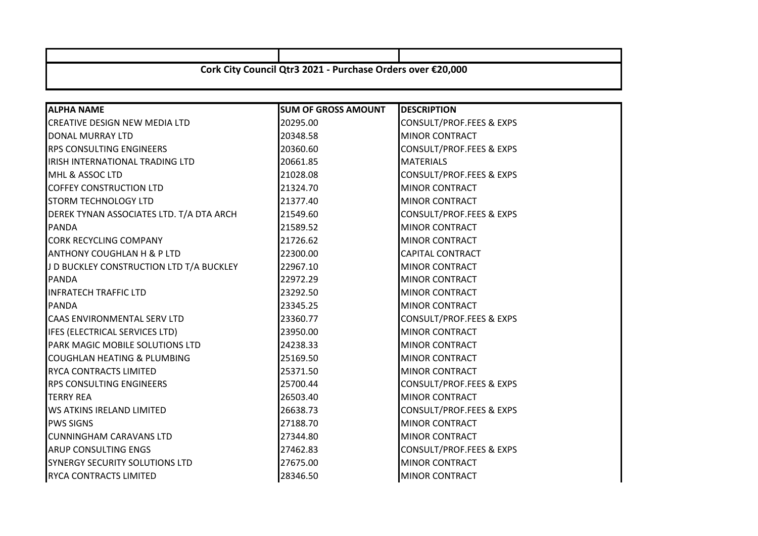## Cork City Council Qtr3 2021 - Purchase Orders over €20,000

| ALPHA NAME | SUM OF GROSS AMOUNT | DESCRIPTION |
|---|---|---|
| CREATIVE DESIGN NEW MEDIA LTD | 20295.00 | CONSULT/PROF.FEES & EXPS |
| DONAL MURRAY LTD | 20348.58 | MINOR CONTRACT |
| RPS CONSULTING ENGINEERS | 20360.60 | CONSULT/PROF.FEES & EXPS |
| IRISH INTERNATIONAL TRADING LTD | 20661.85 | MATERIALS |
| MHL & ASSOC LTD | 21028.08 | CONSULT/PROF.FEES & EXPS |
| COFFEY CONSTRUCTION LTD | 21324.70 | MINOR CONTRACT |
| STORM TECHNOLOGY LTD | 21377.40 | MINOR CONTRACT |
| DEREK TYNAN ASSOCIATES LTD. T/A DTA ARCH | 21549.60 | CONSULT/PROF.FEES & EXPS |
| PANDA | 21589.52 | MINOR CONTRACT |
| CORK RECYCLING COMPANY | 21726.62 | MINOR CONTRACT |
| ANTHONY COUGHLAN H & P LTD | 22300.00 | CAPITAL CONTRACT |
| J D BUCKLEY CONSTRUCTION LTD T/A BUCKLEY | 22967.10 | MINOR CONTRACT |
| PANDA | 22972.29 | MINOR CONTRACT |
| INFRATECH TRAFFIC LTD | 23292.50 | MINOR CONTRACT |
| PANDA | 23345.25 | MINOR CONTRACT |
| CAAS ENVIRONMENTAL SERV LTD | 23360.77 | CONSULT/PROF.FEES & EXPS |
| IFES (ELECTRICAL SERVICES LTD) | 23950.00 | MINOR CONTRACT |
| PARK MAGIC MOBILE SOLUTIONS LTD | 24238.33 | MINOR CONTRACT |
| COUGHLAN HEATING & PLUMBING | 25169.50 | MINOR CONTRACT |
| RYCA CONTRACTS LIMITED | 25371.50 | MINOR CONTRACT |
| RPS CONSULTING ENGINEERS | 25700.44 | CONSULT/PROF.FEES & EXPS |
| TERRY REA | 26503.40 | MINOR CONTRACT |
| WS ATKINS IRELAND LIMITED | 26638.73 | CONSULT/PROF.FEES & EXPS |
| PWS SIGNS | 27188.70 | MINOR CONTRACT |
| CUNNINGHAM CARAVANS LTD | 27344.80 | MINOR CONTRACT |
| ARUP CONSULTING ENGS | 27462.83 | CONSULT/PROF.FEES & EXPS |
| SYNERGY SECURITY SOLUTIONS LTD | 27675.00 | MINOR CONTRACT |
| RYCA CONTRACTS LIMITED | 28346.50 | MINOR CONTRACT |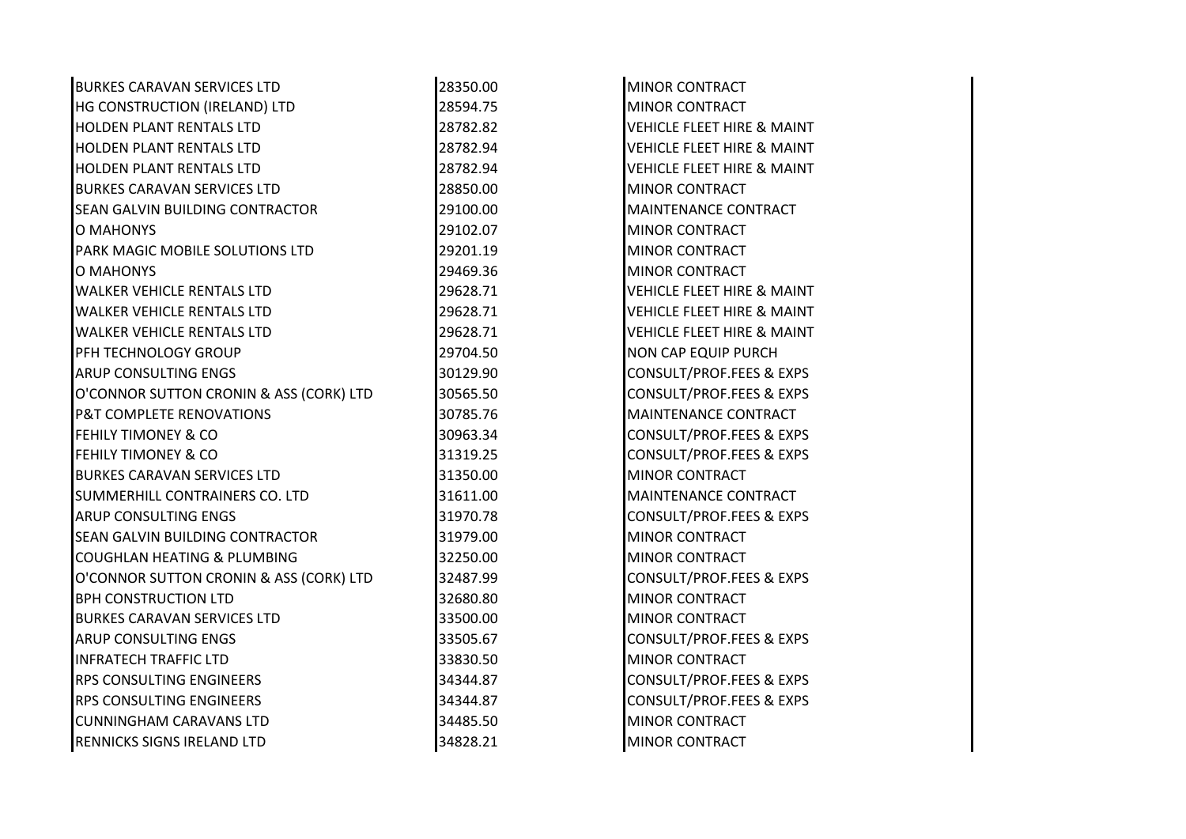| | | |
|---|---|---|
| BURKES CARAVAN SERVICES LTD | 28350.00 | MINOR CONTRACT |
| HG CONSTRUCTION (IRELAND) LTD | 28594.75 | MINOR CONTRACT |
| HOLDEN PLANT RENTALS LTD | 28782.82 | VEHICLE FLEET HIRE & MAINT |
| HOLDEN PLANT RENTALS LTD | 28782.94 | VEHICLE FLEET HIRE & MAINT |
| HOLDEN PLANT RENTALS LTD | 28782.94 | VEHICLE FLEET HIRE & MAINT |
| BURKES CARAVAN SERVICES LTD | 28850.00 | MINOR CONTRACT |
| SEAN GALVIN BUILDING CONTRACTOR | 29100.00 | MAINTENANCE CONTRACT |
| O MAHONYS | 29102.07 | MINOR CONTRACT |
| PARK MAGIC MOBILE SOLUTIONS LTD | 29201.19 | MINOR CONTRACT |
| O MAHONYS | 29469.36 | MINOR CONTRACT |
| WALKER VEHICLE RENTALS LTD | 29628.71 | VEHICLE FLEET HIRE & MAINT |
| WALKER VEHICLE RENTALS LTD | 29628.71 | VEHICLE FLEET HIRE & MAINT |
| WALKER VEHICLE RENTALS LTD | 29628.71 | VEHICLE FLEET HIRE & MAINT |
| PFH TECHNOLOGY GROUP | 29704.50 | NON CAP EQUIP PURCH |
| ARUP CONSULTING ENGS | 30129.90 | CONSULT/PROF.FEES & EXPS |
| O'CONNOR SUTTON CRONIN & ASS (CORK) LTD | 30565.50 | CONSULT/PROF.FEES & EXPS |
| P&T COMPLETE RENOVATIONS | 30785.76 | MAINTENANCE CONTRACT |
| FEHILY TIMONEY & CO | 30963.34 | CONSULT/PROF.FEES & EXPS |
| FEHILY TIMONEY & CO | 31319.25 | CONSULT/PROF.FEES & EXPS |
| BURKES CARAVAN SERVICES LTD | 31350.00 | MINOR CONTRACT |
| SUMMERHILL CONTRAINERS CO. LTD | 31611.00 | MAINTENANCE CONTRACT |
| ARUP CONSULTING ENGS | 31970.78 | CONSULT/PROF.FEES & EXPS |
| SEAN GALVIN BUILDING CONTRACTOR | 31979.00 | MINOR CONTRACT |
| COUGHLAN HEATING & PLUMBING | 32250.00 | MINOR CONTRACT |
| O'CONNOR SUTTON CRONIN & ASS (CORK) LTD | 32487.99 | CONSULT/PROF.FEES & EXPS |
| BPH CONSTRUCTION LTD | 32680.80 | MINOR CONTRACT |
| BURKES CARAVAN SERVICES LTD | 33500.00 | MINOR CONTRACT |
| ARUP CONSULTING ENGS | 33505.67 | CONSULT/PROF.FEES & EXPS |
| INFRATECH TRAFFIC LTD | 33830.50 | MINOR CONTRACT |
| RPS CONSULTING ENGINEERS | 34344.87 | CONSULT/PROF.FEES & EXPS |
| RPS CONSULTING ENGINEERS | 34344.87 | CONSULT/PROF.FEES & EXPS |
| CUNNINGHAM CARAVANS LTD | 34485.50 | MINOR CONTRACT |
| RENNICKS SIGNS IRELAND LTD | 34828.21 | MINOR CONTRACT |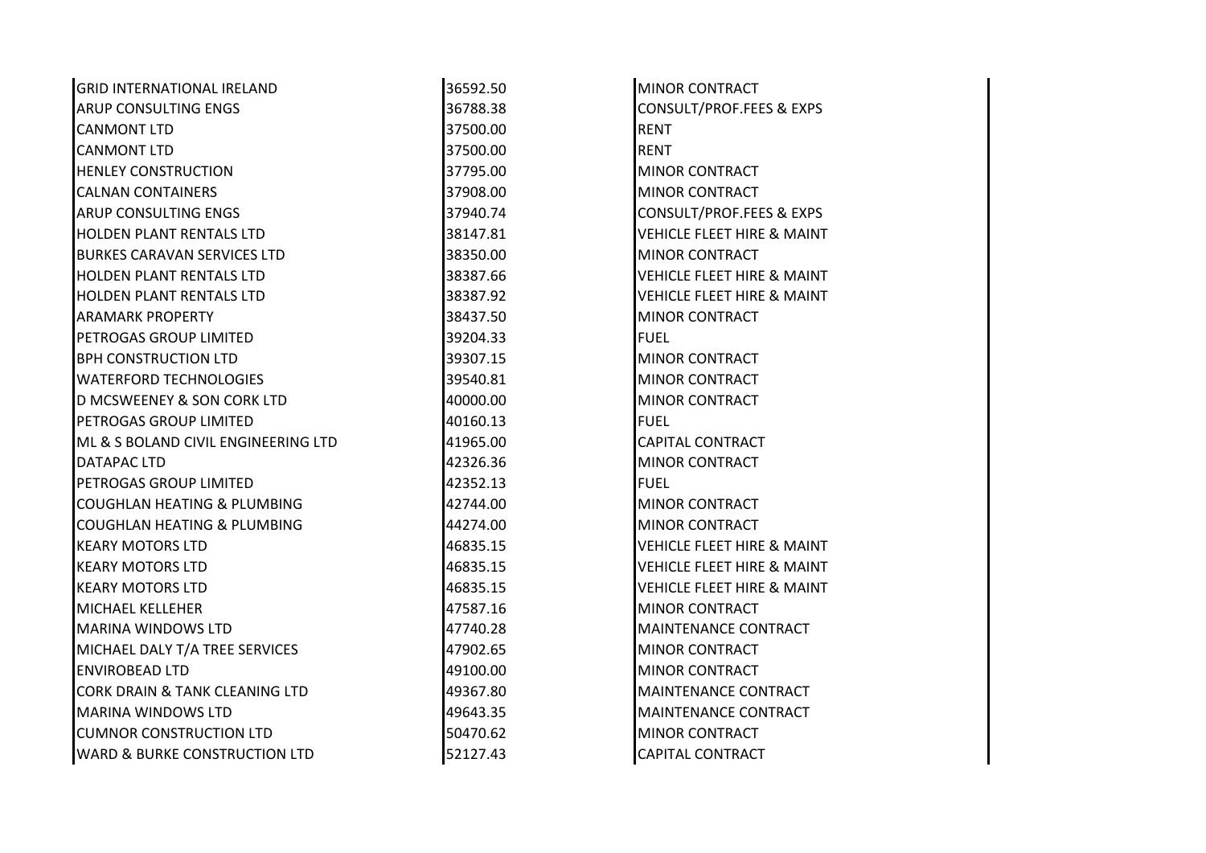| | | |
|---|---|---|
| GRID INTERNATIONAL IRELAND | 36592.50 | MINOR CONTRACT |
| ARUP CONSULTING ENGS | 36788.38 | CONSULT/PROF.FEES & EXPS |
| CANMONT LTD | 37500.00 | RENT |
| CANMONT LTD | 37500.00 | RENT |
| HENLEY CONSTRUCTION | 37795.00 | MINOR CONTRACT |
| CALNAN CONTAINERS | 37908.00 | MINOR CONTRACT |
| ARUP CONSULTING ENGS | 37940.74 | CONSULT/PROF.FEES & EXPS |
| HOLDEN PLANT RENTALS LTD | 38147.81 | VEHICLE FLEET HIRE & MAINT |
| BURKES CARAVAN SERVICES LTD | 38350.00 | MINOR CONTRACT |
| HOLDEN PLANT RENTALS LTD | 38387.66 | VEHICLE FLEET HIRE & MAINT |
| HOLDEN PLANT RENTALS LTD | 38387.92 | VEHICLE FLEET HIRE & MAINT |
| ARAMARK PROPERTY | 38437.50 | MINOR CONTRACT |
| PETROGAS GROUP LIMITED | 39204.33 | FUEL |
| BPH CONSTRUCTION LTD | 39307.15 | MINOR CONTRACT |
| WATERFORD TECHNOLOGIES | 39540.81 | MINOR CONTRACT |
| D MCSWEENEY & SON CORK LTD | 40000.00 | MINOR CONTRACT |
| PETROGAS GROUP LIMITED | 40160.13 | FUEL |
| ML & S BOLAND CIVIL ENGINEERING LTD | 41965.00 | CAPITAL CONTRACT |
| DATAPAC LTD | 42326.36 | MINOR CONTRACT |
| PETROGAS GROUP LIMITED | 42352.13 | FUEL |
| COUGHLAN HEATING & PLUMBING | 42744.00 | MINOR CONTRACT |
| COUGHLAN HEATING & PLUMBING | 44274.00 | MINOR CONTRACT |
| KEARY MOTORS LTD | 46835.15 | VEHICLE FLEET HIRE & MAINT |
| KEARY MOTORS LTD | 46835.15 | VEHICLE FLEET HIRE & MAINT |
| KEARY MOTORS LTD | 46835.15 | VEHICLE FLEET HIRE & MAINT |
| MICHAEL KELLEHER | 47587.16 | MINOR CONTRACT |
| MARINA WINDOWS LTD | 47740.28 | MAINTENANCE CONTRACT |
| MICHAEL DALY T/A TREE SERVICES | 47902.65 | MINOR CONTRACT |
| ENVIROBEAD LTD | 49100.00 | MINOR CONTRACT |
| CORK DRAIN & TANK CLEANING LTD | 49367.80 | MAINTENANCE CONTRACT |
| MARINA WINDOWS LTD | 49643.35 | MAINTENANCE CONTRACT |
| CUMNOR CONSTRUCTION LTD | 50470.62 | MINOR CONTRACT |
| WARD & BURKE CONSTRUCTION LTD | 52127.43 | CAPITAL CONTRACT |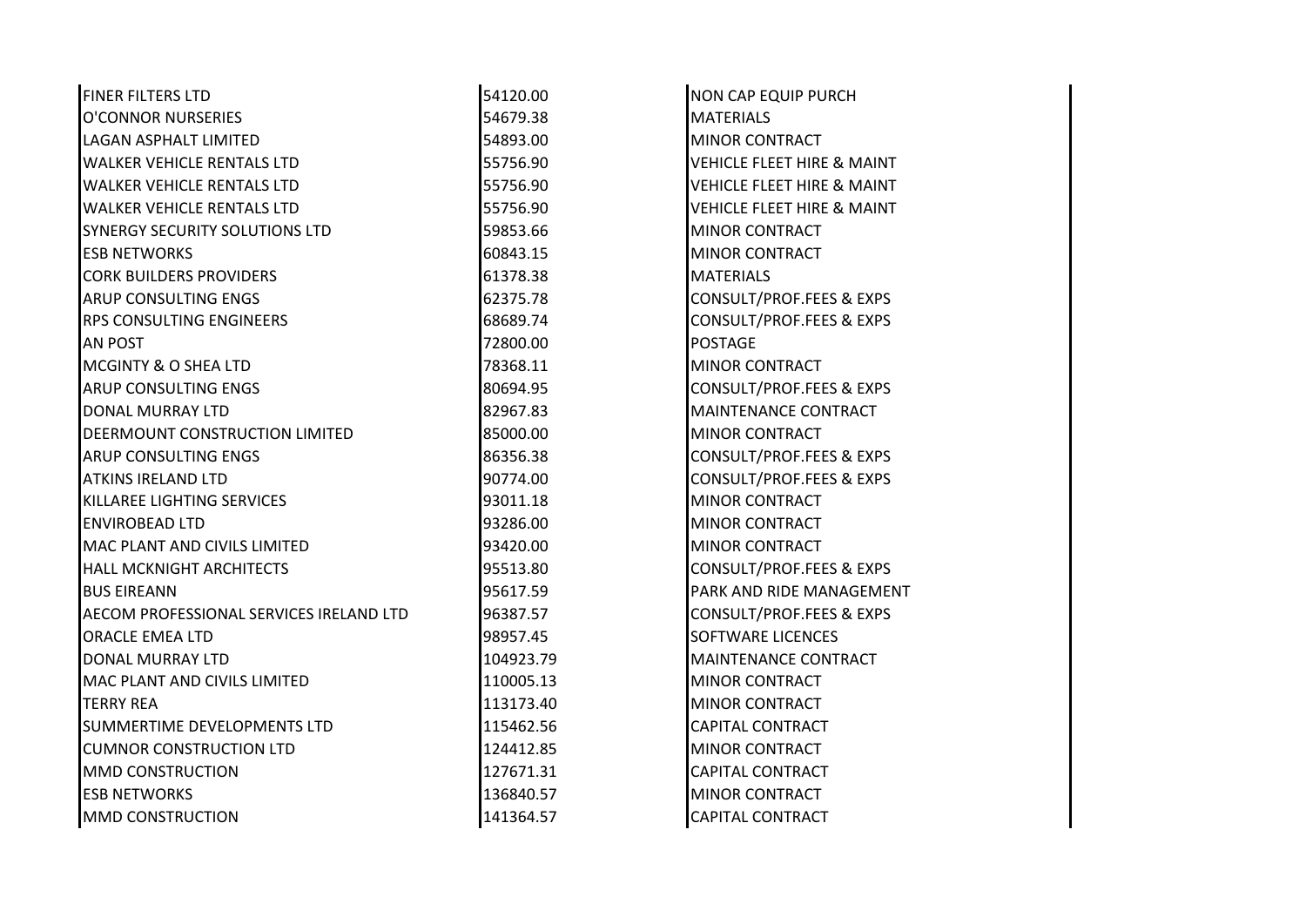| | | |
|---|---|---|
| FINER FILTERS LTD | 54120.00 | NON CAP EQUIP PURCH |
| O'CONNOR NURSERIES | 54679.38 | MATERIALS |
| LAGAN ASPHALT LIMITED | 54893.00 | MINOR CONTRACT |
| WALKER VEHICLE RENTALS LTD | 55756.90 | VEHICLE FLEET HIRE & MAINT |
| WALKER VEHICLE RENTALS LTD | 55756.90 | VEHICLE FLEET HIRE & MAINT |
| WALKER VEHICLE RENTALS LTD | 55756.90 | VEHICLE FLEET HIRE & MAINT |
| SYNERGY SECURITY SOLUTIONS LTD | 59853.66 | MINOR CONTRACT |
| ESB NETWORKS | 60843.15 | MINOR CONTRACT |
| CORK BUILDERS PROVIDERS | 61378.38 | MATERIALS |
| ARUP CONSULTING ENGS | 62375.78 | CONSULT/PROF.FEES & EXPS |
| RPS CONSULTING ENGINEERS | 68689.74 | CONSULT/PROF.FEES & EXPS |
| AN POST | 72800.00 | POSTAGE |
| MCGINTY & O SHEA LTD | 78368.11 | MINOR CONTRACT |
| ARUP CONSULTING ENGS | 80694.95 | CONSULT/PROF.FEES & EXPS |
| DONAL MURRAY LTD | 82967.83 | MAINTENANCE CONTRACT |
| DEERMOUNT CONSTRUCTION LIMITED | 85000.00 | MINOR CONTRACT |
| ARUP CONSULTING ENGS | 86356.38 | CONSULT/PROF.FEES & EXPS |
| ATKINS IRELAND LTD | 90774.00 | CONSULT/PROF.FEES & EXPS |
| KILLAREE LIGHTING SERVICES | 93011.18 | MINOR CONTRACT |
| ENVIROBEAD LTD | 93286.00 | MINOR CONTRACT |
| MAC PLANT AND CIVILS LIMITED | 93420.00 | MINOR CONTRACT |
| HALL MCKNIGHT ARCHITECTS | 95513.80 | CONSULT/PROF.FEES & EXPS |
| BUS EIREANN | 95617.59 | PARK AND RIDE MANAGEMENT |
| AECOM PROFESSIONAL SERVICES IRELAND LTD | 96387.57 | CONSULT/PROF.FEES & EXPS |
| ORACLE EMEA LTD | 98957.45 | SOFTWARE LICENCES |
| DONAL MURRAY LTD | 104923.79 | MAINTENANCE CONTRACT |
| MAC PLANT AND CIVILS LIMITED | 110005.13 | MINOR CONTRACT |
| TERRY REA | 113173.40 | MINOR CONTRACT |
| SUMMERTIME DEVELOPMENTS LTD | 115462.56 | CAPITAL CONTRACT |
| CUMNOR CONSTRUCTION LTD | 124412.85 | MINOR CONTRACT |
| MMD CONSTRUCTION | 127671.31 | CAPITAL CONTRACT |
| ESB NETWORKS | 136840.57 | MINOR CONTRACT |
| MMD CONSTRUCTION | 141364.57 | CAPITAL CONTRACT |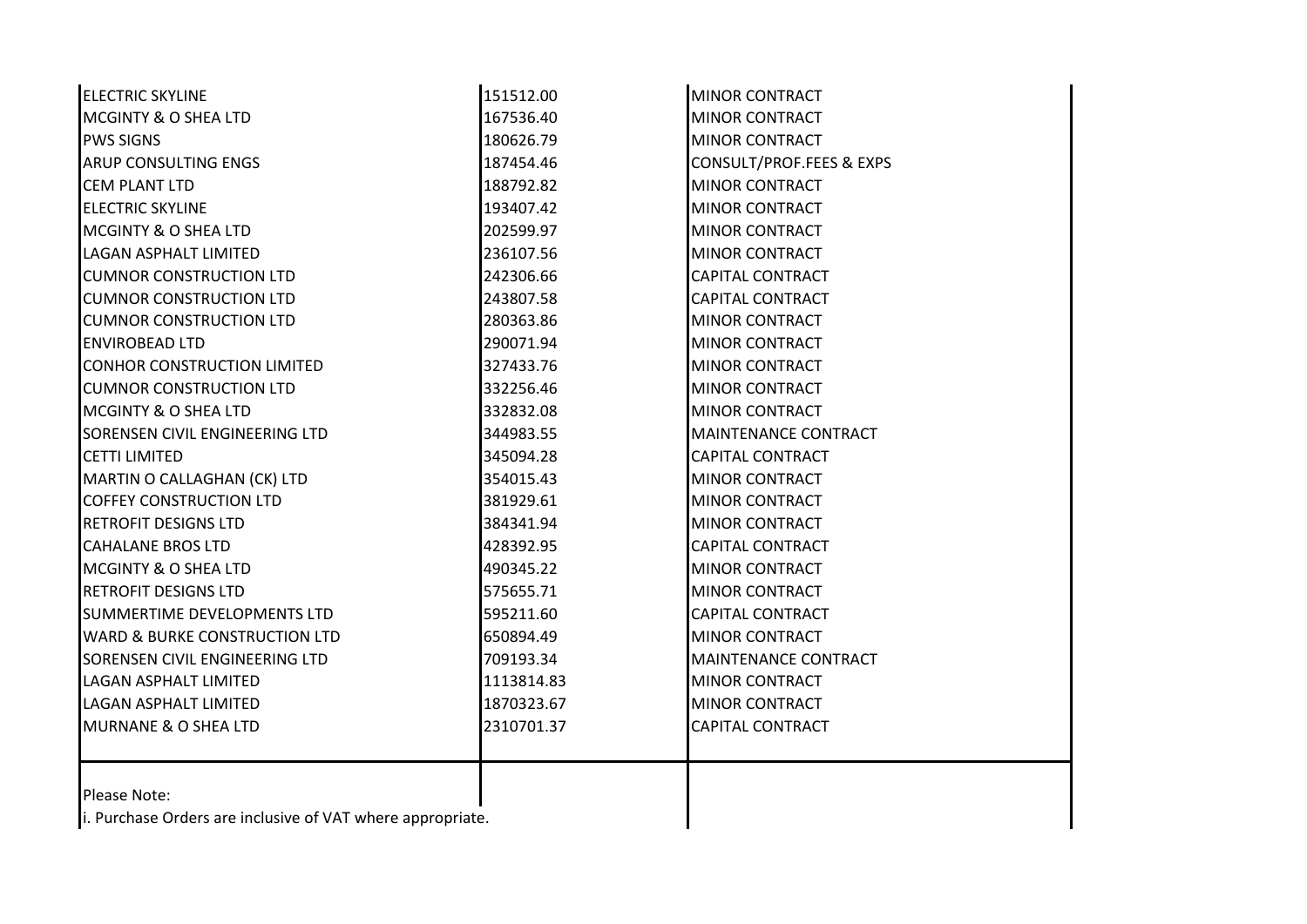| | | |
|---|---|---|
| ELECTRIC SKYLINE | 151512.00 | MINOR CONTRACT |
| MCGINTY & O SHEA LTD | 167536.40 | MINOR CONTRACT |
| PWS SIGNS | 180626.79 | MINOR CONTRACT |
| ARUP CONSULTING ENGS | 187454.46 | CONSULT/PROF.FEES & EXPS |
| CEM PLANT LTD | 188792.82 | MINOR CONTRACT |
| ELECTRIC SKYLINE | 193407.42 | MINOR CONTRACT |
| MCGINTY & O SHEA LTD | 202599.97 | MINOR CONTRACT |
| LAGAN ASPHALT LIMITED | 236107.56 | MINOR CONTRACT |
| CUMNOR CONSTRUCTION LTD | 242306.66 | CAPITAL CONTRACT |
| CUMNOR CONSTRUCTION LTD | 243807.58 | CAPITAL CONTRACT |
| CUMNOR CONSTRUCTION LTD | 280363.86 | MINOR CONTRACT |
| ENVIROBEAD LTD | 290071.94 | MINOR CONTRACT |
| CONHOR CONSTRUCTION LIMITED | 327433.76 | MINOR CONTRACT |
| CUMNOR CONSTRUCTION LTD | 332256.46 | MINOR CONTRACT |
| MCGINTY & O SHEA LTD | 332832.08 | MINOR CONTRACT |
| SORENSEN CIVIL ENGINEERING LTD | 344983.55 | MAINTENANCE CONTRACT |
| CETTI LIMITED | 345094.28 | CAPITAL CONTRACT |
| MARTIN O CALLAGHAN (CK) LTD | 354015.43 | MINOR CONTRACT |
| COFFEY CONSTRUCTION LTD | 381929.61 | MINOR CONTRACT |
| RETROFIT DESIGNS LTD | 384341.94 | MINOR CONTRACT |
| CAHALANE BROS LTD | 428392.95 | CAPITAL CONTRACT |
| MCGINTY & O SHEA LTD | 490345.22 | MINOR CONTRACT |
| RETROFIT DESIGNS LTD | 575655.71 | MINOR CONTRACT |
| SUMMERTIME DEVELOPMENTS LTD | 595211.60 | CAPITAL CONTRACT |
| WARD & BURKE CONSTRUCTION LTD | 650894.49 | MINOR CONTRACT |
| SORENSEN CIVIL ENGINEERING LTD | 709193.34 | MAINTENANCE CONTRACT |
| LAGAN ASPHALT LIMITED | 1113814.83 | MINOR CONTRACT |
| LAGAN ASPHALT LIMITED | 1870323.67 | MINOR CONTRACT |
| MURNANE & O SHEA LTD | 2310701.37 | CAPITAL CONTRACT |

Please Note:

i. Purchase Orders are inclusive of VAT where appropriate.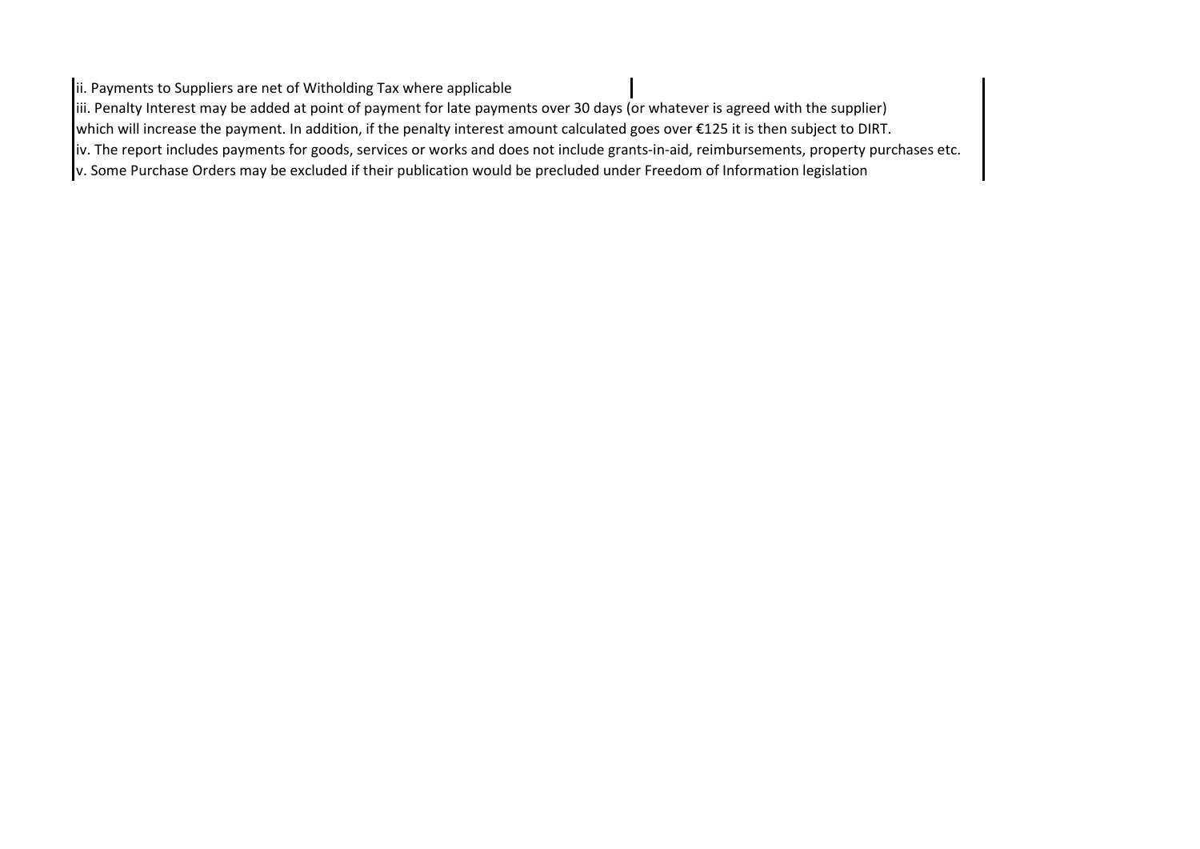ii. Payments to Suppliers are net of Witholding Tax where applicable

iii. Penalty Interest may be added at point of payment for late payments over 30 days (or whatever is agreed with the supplier) which will increase the payment. In addition, if the penalty interest amount calculated goes over €125 it is then subject to DIRT.

iv. The report includes payments for goods, services or works and does not include grants-in-aid, reimbursements, property purchases etc.

v. Some Purchase Orders may be excluded if their publication would be precluded under Freedom of Information legislation